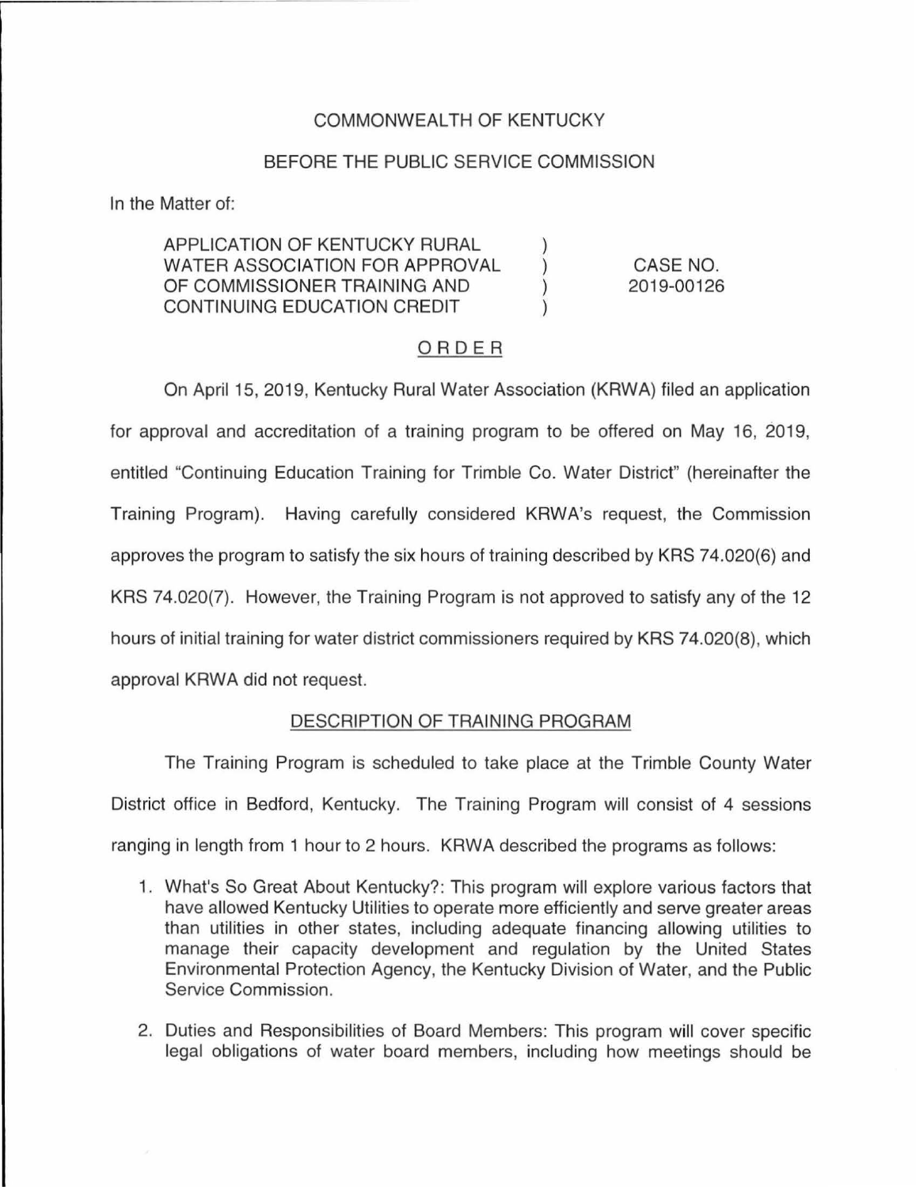COMMONWEALTH OF KENTUCKY

BEFORE THE PUBLIC SERVICE COMMISSION

In the Matter of:

| | | |
|---|---|---|
| APPLICATION OF KENTUCKY RURAL WATER ASSOCIATION FOR APPROVAL OF COMMISSIONER TRAINING AND CONTINUING EDUCATION CREDIT | ) ) ) ) | CASE NO. 2019-00126 |

ORDER

On April 15, 2019, Kentucky Rural Water Association (KRWA) filed an application for approval and accreditation of a training program to be offered on May 16, 2019, entitled "Continuing Education Training for Trimble Co. Water District" (hereinafter the Training Program). Having carefully considered KRWA's request, the Commission approves the program to satisfy the six hours of training described by KRS 74.020(6) and KRS 74.020(7). However, the Training Program is not approved to satisfy any of the 12 hours of initial training for water district commissioners required by KRS 74.020(8), which approval KRWA did not request.

DESCRIPTION OF TRAINING PROGRAM

The Training Program is scheduled to take place at the Trimble County Water District office in Bedford, Kentucky. The Training Program will consist of 4 sessions ranging in length from 1 hour to 2 hours. KRWA described the programs as follows:

1. What's So Great About Kentucky?: This program will explore various factors that have allowed Kentucky Utilities to operate more efficiently and serve greater areas than utilities in other states, including adequate financing allowing utilities to manage their capacity development and regulation by the United States Environmental Protection Agency, the Kentucky Division of Water, and the Public Service Commission.

2. Duties and Responsibilities of Board Members: This program will cover specific legal obligations of water board members, including how meetings should be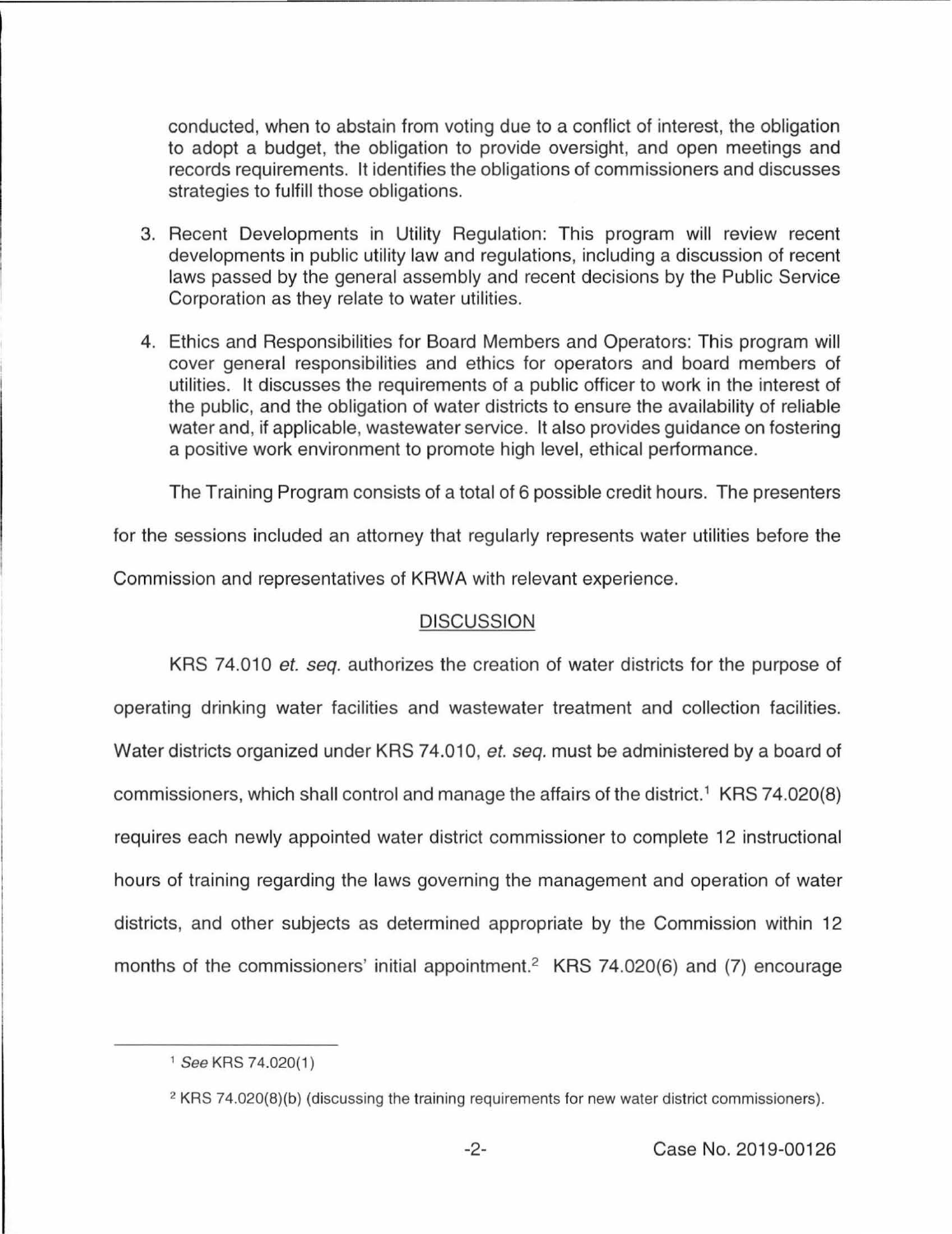conducted, when to abstain from voting due to a conflict of interest, the obligation to adopt a budget, the obligation to provide oversight, and open meetings and records requirements. It identifies the obligations of commissioners and discusses strategies to fulfill those obligations.

3. Recent Developments in Utility Regulation: This program will review recent developments in public utility law and regulations, including a discussion of recent laws passed by the general assembly and recent decisions by the Public Service Corporation as they relate to water utilities.

4. Ethics and Responsibilities for Board Members and Operators: This program will cover general responsibilities and ethics for operators and board members of utilities. It discusses the requirements of a public officer to work in the interest of the public, and the obligation of water districts to ensure the availability of reliable water and, if applicable, wastewater service. It also provides guidance on fostering a positive work environment to promote high level, ethical performance.

The Training Program consists of a total of 6 possible credit hours. The presenters for the sessions included an attorney that regularly represents water utilities before the Commission and representatives of KRWA with relevant experience.

## DISCUSSION

KRS 74.010 *et. seq.* authorizes the creation of water districts for the purpose of operating drinking water facilities and wastewater treatment and collection facilities. Water districts organized under KRS 74.010, *et. seq.* must be administered by a board of commissioners, which shall control and manage the affairs of the district.[1] KRS 74.020(8) requires each newly appointed water district commissioner to complete 12 instructional hours of training regarding the laws governing the management and operation of water districts, and other subjects as determined appropriate by the Commission within 12 months of the commissioners' initial appointment.[2] KRS 74.020(6) and (7) encourage

[1] *See* KRS 74.020(1)

[2] KRS 74.020(8)(b) (discussing the training requirements for new water district commissioners).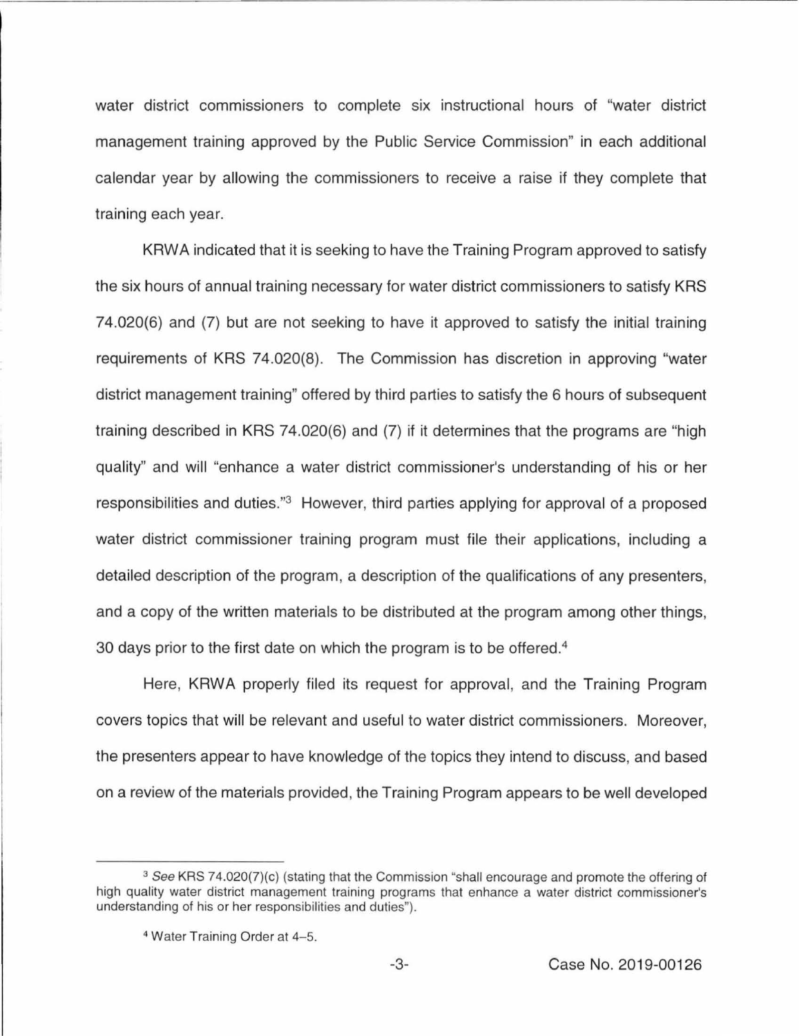water district commissioners to complete six instructional hours of "water district management training approved by the Public Service Commission" in each additional calendar year by allowing the commissioners to receive a raise if they complete that training each year.

KRWA indicated that it is seeking to have the Training Program approved to satisfy the six hours of annual training necessary for water district commissioners to satisfy KRS 74.020(6) and (7) but are not seeking to have it approved to satisfy the initial training requirements of KRS 74.020(8). The Commission has discretion in approving "water district management training" offered by third parties to satisfy the 6 hours of subsequent training described in KRS 74.020(6) and (7) if it determines that the programs are "high quality" and will "enhance a water district commissioner's understanding of his or her responsibilities and duties."[3] However, third parties applying for approval of a proposed water district commissioner training program must file their applications, including a detailed description of the program, a description of the qualifications of any presenters, and a copy of the written materials to be distributed at the program among other things, 30 days prior to the first date on which the program is to be offered.[4]

Here, KRWA properly filed its request for approval, and the Training Program covers topics that will be relevant and useful to water district commissioners. Moreover, the presenters appear to have knowledge of the topics they intend to discuss, and based on a review of the materials provided, the Training Program appears to be well developed

---

[3] *See* KRS 74.020(7)(c) (stating that the Commission "shall encourage and promote the offering of high quality water district management training programs that enhance a water district commissioner's understanding of his or her responsibilities and duties").

[4] Water Training Order at 4–5.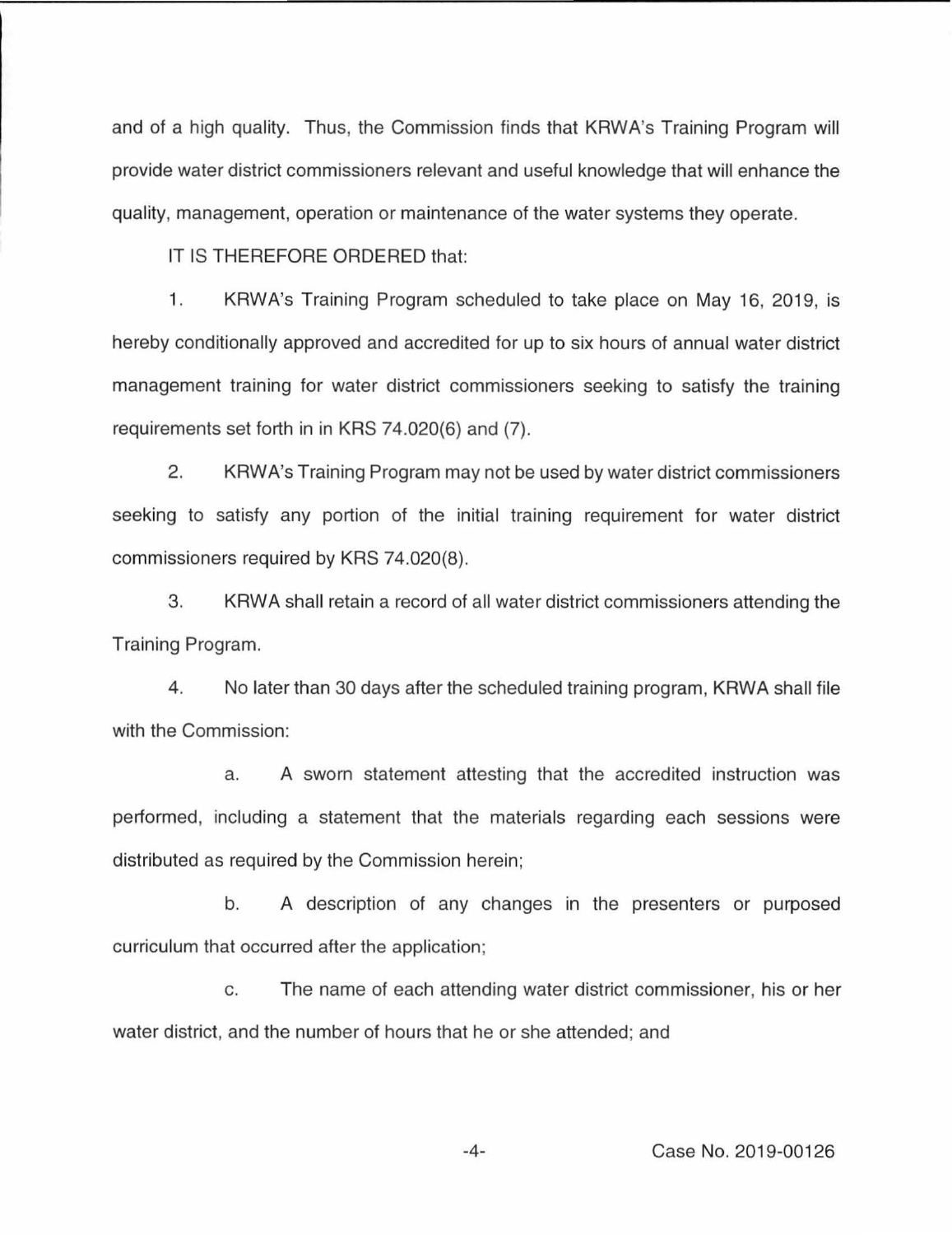and of a high quality. Thus, the Commission finds that KRWA's Training Program will provide water district commissioners relevant and useful knowledge that will enhance the quality, management, operation or maintenance of the water systems they operate.

IT IS THEREFORE ORDERED that:

1. KRWA's Training Program scheduled to take place on May 16, 2019, is hereby conditionally approved and accredited for up to six hours of annual water district management training for water district commissioners seeking to satisfy the training requirements set forth in in KRS 74.020(6) and (7).

2. KRWA's Training Program may not be used by water district commissioners seeking to satisfy any portion of the initial training requirement for water district commissioners required by KRS 74.020(8).

3. KRWA shall retain a record of all water district commissioners attending the Training Program.

4. No later than 30 days after the scheduled training program, KRWA shall file with the Commission:

   a. A sworn statement attesting that the accredited instruction was performed, including a statement that the materials regarding each sessions were distributed as required by the Commission herein;

   b. A description of any changes in the presenters or purposed curriculum that occurred after the application;

   c. The name of each attending water district commissioner, his or her water district, and the number of hours that he or she attended; and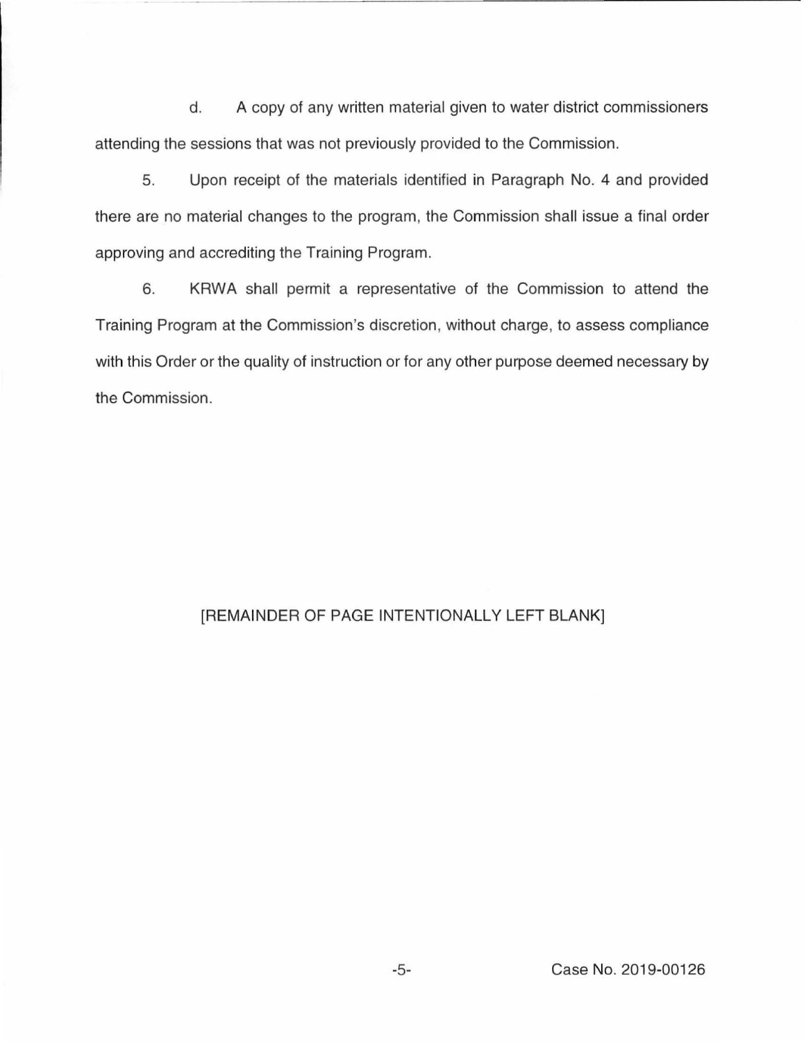d. A copy of any written material given to water district commissioners attending the sessions that was not previously provided to the Commission.

5. Upon receipt of the materials identified in Paragraph No. 4 and provided there are no material changes to the program, the Commission shall issue a final order approving and accrediting the Training Program.

6. KRWA shall permit a representative of the Commission to attend the Training Program at the Commission's discretion, without charge, to assess compliance with this Order or the quality of instruction or for any other purpose deemed necessary by the Commission.

[REMAINDER OF PAGE INTENTIONALLY LEFT BLANK]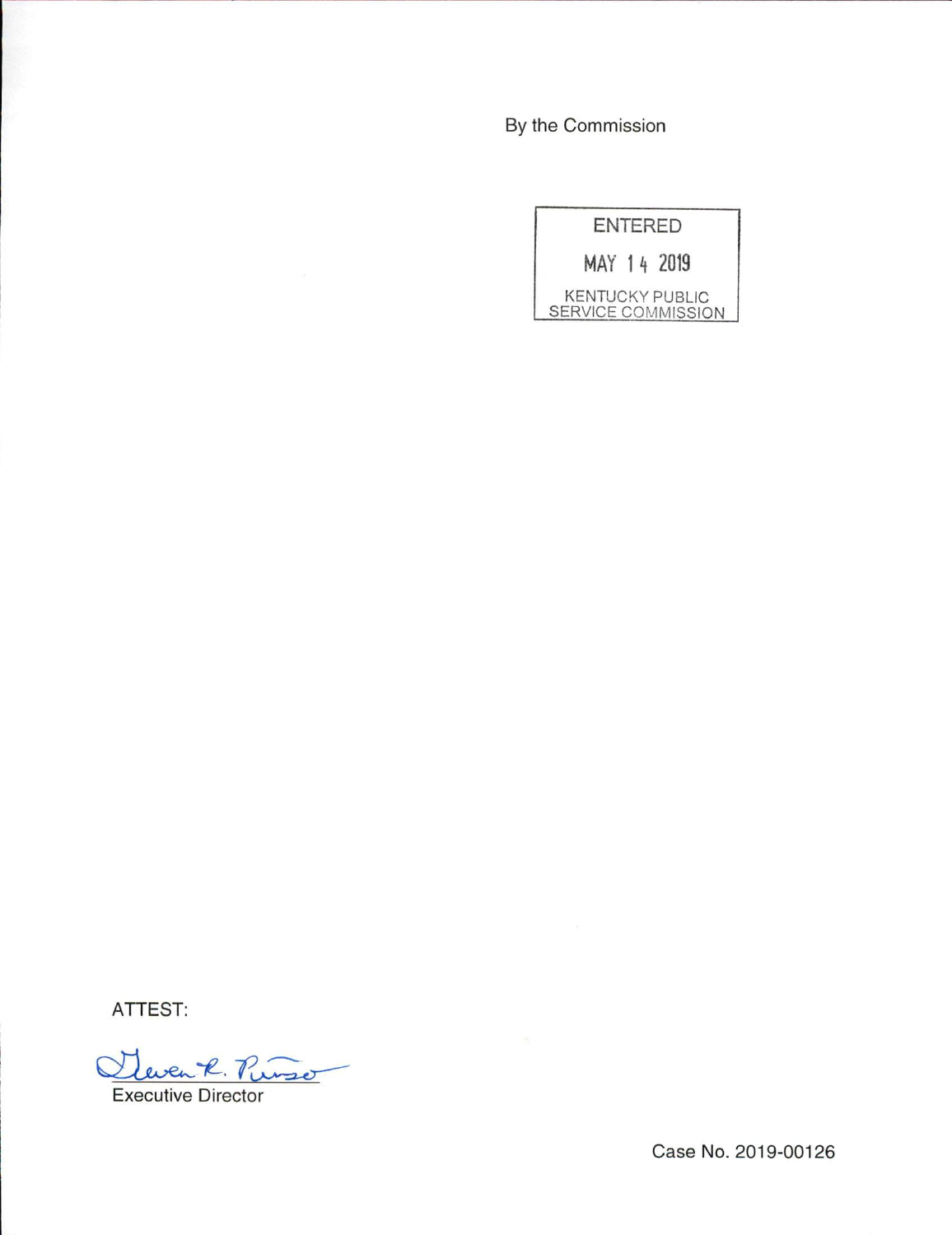By the Commission

ENTERED

MAY 14 2019

KENTUCKY PUBLIC SERVICE COMMISSION

ATTEST:

Gwen R. Pinson

Executive Director

Case No. 2019-00126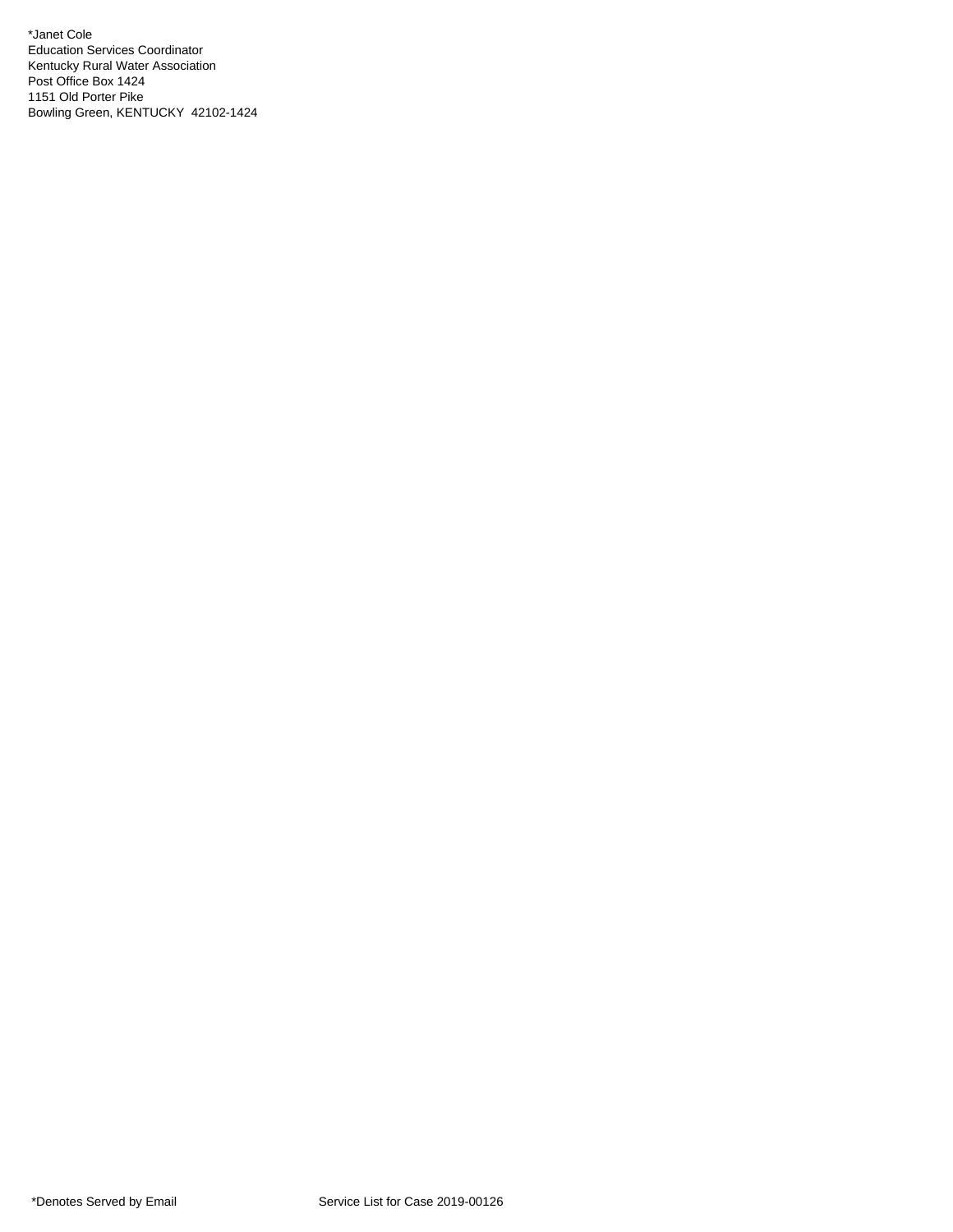*Janet Cole
Education Services Coordinator
Kentucky Rural Water Association
Post Office Box 1424
1151 Old Porter Pike
Bowling Green, KENTUCKY 42102-1424